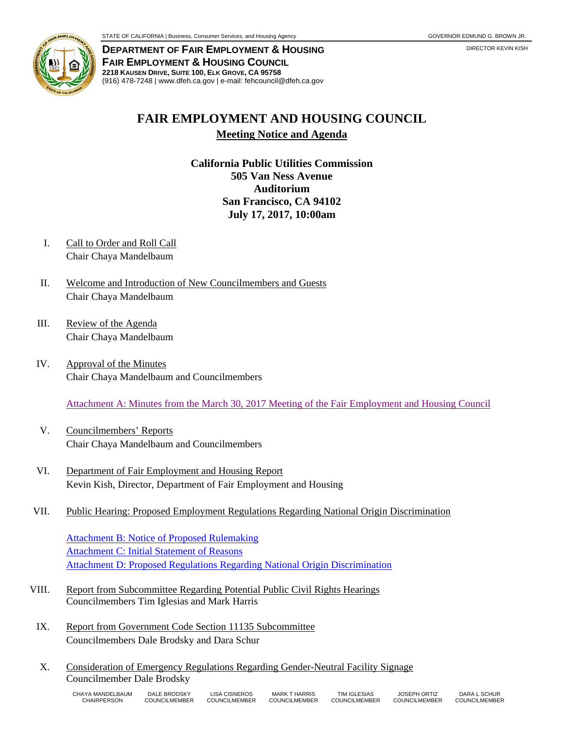STATE OF CALIFORNIA | Business, Consumer Services, and Housing Agency

GOVERNOR EDMUND G. BROWN JR.

**DEPARTMENT OF FAIR EMPLOYMENT & HOUSING**
**FAIR EMPLOYMENT & HOUSING COUNCIL**
**2218 KAUSEN DRIVE, SUITE 100, ELK GROVE, CA 95758**
(916) 478-7248 | www.dfeh.ca.gov | e-mail: fehcouncil@dfeh.ca.gov

DIRECTOR KEVIN KISH

# FAIR EMPLOYMENT AND HOUSING COUNCIL

## Meeting Notice and Agenda

**California Public Utilities Commission**
**505 Van Ness Avenue**
**Auditorium**
**San Francisco, CA 94102**
**July 17, 2017, 10:00am**

I. Call to Order and Roll Call
Chair Chaya Mandelbaum

II. Welcome and Introduction of New Councilmembers and Guests
Chair Chaya Mandelbaum

III. Review of the Agenda
Chair Chaya Mandelbaum

IV. Approval of the Minutes
Chair Chaya Mandelbaum and Councilmembers

Attachment A: Minutes from the March 30, 2017 Meeting of the Fair Employment and Housing Council

V. Councilmembers' Reports
Chair Chaya Mandelbaum and Councilmembers

VI. Department of Fair Employment and Housing Report
Kevin Kish, Director, Department of Fair Employment and Housing

VII. Public Hearing: Proposed Employment Regulations Regarding National Origin Discrimination

Attachment B: Notice of Proposed Rulemaking
Attachment C: Initial Statement of Reasons
Attachment D: Proposed Regulations Regarding National Origin Discrimination

VIII. Report from Subcommittee Regarding Potential Public Civil Rights Hearings
Councilmembers Tim Iglesias and Mark Harris

IX. Report from Government Code Section 11135 Subcommittee
Councilmembers Dale Brodsky and Dara Schur

X. Consideration of Emergency Regulations Regarding Gender-Neutral Facility Signage
Councilmember Dale Brodsky

| CHAYA MANDELBAUM | DALE BRODSKY | LISA CISNEROS | MARK T HARRIS | TIM IGLESIAS | JOSEPH ORTIZ | DARA L SCHUR |
|---|---|---|---|---|---|---|
| CHAIRPERSON | COUNCILMEMBER | COUNCILMEMBER | COUNCILMEMBER | COUNCILMEMBER | COUNCILMEMBER | COUNCILMEMBER |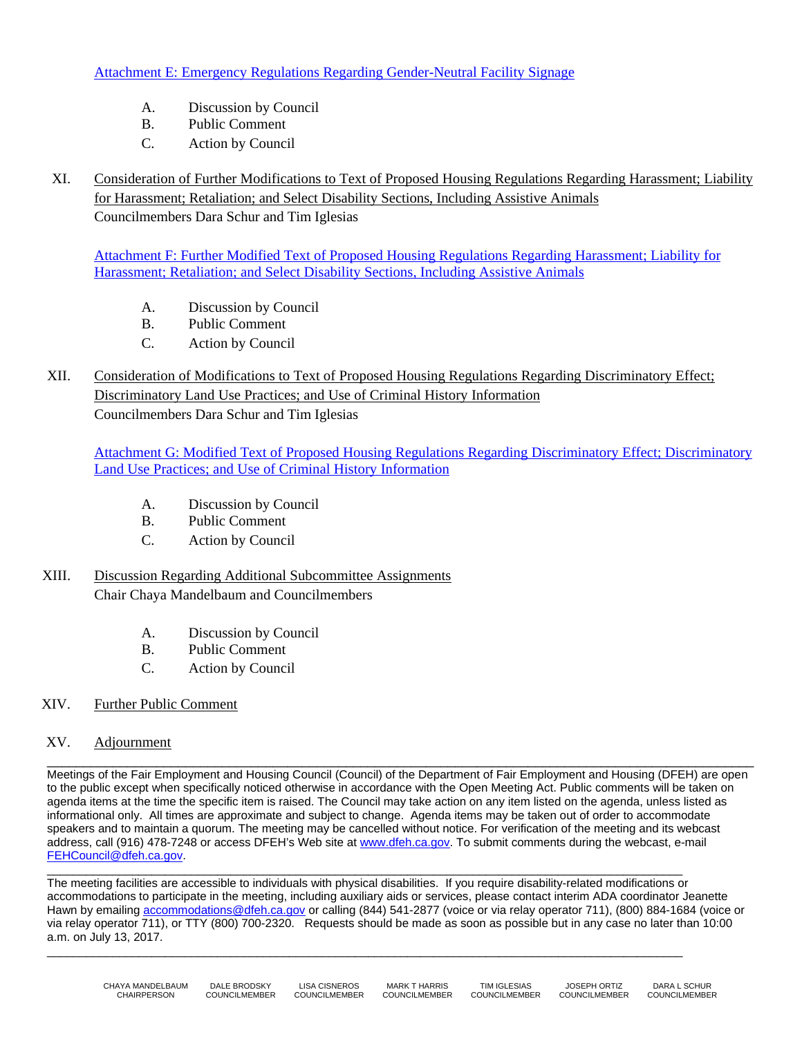Attachment E: Emergency Regulations Regarding Gender-Neutral Facility Signage

- A. Discussion by Council
- B. Public Comment
- C. Action by Council

XI. Consideration of Further Modifications to Text of Proposed Housing Regulations Regarding Harassment; Liability for Harassment; Retaliation; and Select Disability Sections, Including Assistive Animals
Councilmembers Dara Schur and Tim Iglesias

Attachment F: Further Modified Text of Proposed Housing Regulations Regarding Harassment; Liability for Harassment; Retaliation; and Select Disability Sections, Including Assistive Animals

- A. Discussion by Council
- B. Public Comment
- C. Action by Council

XII. Consideration of Modifications to Text of Proposed Housing Regulations Regarding Discriminatory Effect; Discriminatory Land Use Practices; and Use of Criminal History Information
Councilmembers Dara Schur and Tim Iglesias

Attachment G: Modified Text of Proposed Housing Regulations Regarding Discriminatory Effect; Discriminatory Land Use Practices; and Use of Criminal History Information

- A. Discussion by Council
- B. Public Comment
- C. Action by Council

XIII. Discussion Regarding Additional Subcommittee Assignments
Chair Chaya Mandelbaum and Councilmembers

- A. Discussion by Council
- B. Public Comment
- C. Action by Council

XIV. Further Public Comment

XV. Adjournment

---

Meetings of the Fair Employment and Housing Council (Council) of the Department of Fair Employment and Housing (DFEH) are open to the public except when specifically noticed otherwise in accordance with the Open Meeting Act. Public comments will be taken on agenda items at the time the specific item is raised. The Council may take action on any item listed on the agenda, unless listed as informational only. All times are approximate and subject to change. Agenda items may be taken out of order to accommodate speakers and to maintain a quorum. The meeting may be cancelled without notice. For verification of the meeting and its webcast address, call (916) 478-7248 or access DFEH's Web site at www.dfeh.ca.gov. To submit comments during the webcast, e-mail FEHCouncil@dfeh.ca.gov.

---

The meeting facilities are accessible to individuals with physical disabilities. If you require disability-related modifications or accommodations to participate in the meeting, including auxiliary aids or services, please contact interim ADA coordinator Jeanette Hawn by emailing accommodations@dfeh.ca.gov or calling (844) 541-2877 (voice or via relay operator 711), (800) 884-1684 (voice or via relay operator 711), or TTY (800) 700-2320. Requests should be made as soon as possible but in any case no later than 10:00 a.m. on July 13, 2017.

---

CHAYA MANDELBAUM, CHAIRPERSON · DALE BRODSKY, COUNCILMEMBER · LISA CISNEROS, COUNCILMEMBER · MARK T HARRIS, COUNCILMEMBER · TIM IGLESIAS, COUNCILMEMBER · JOSEPH ORTIZ, COUNCILMEMBER · DARA L SCHUR, COUNCILMEMBER